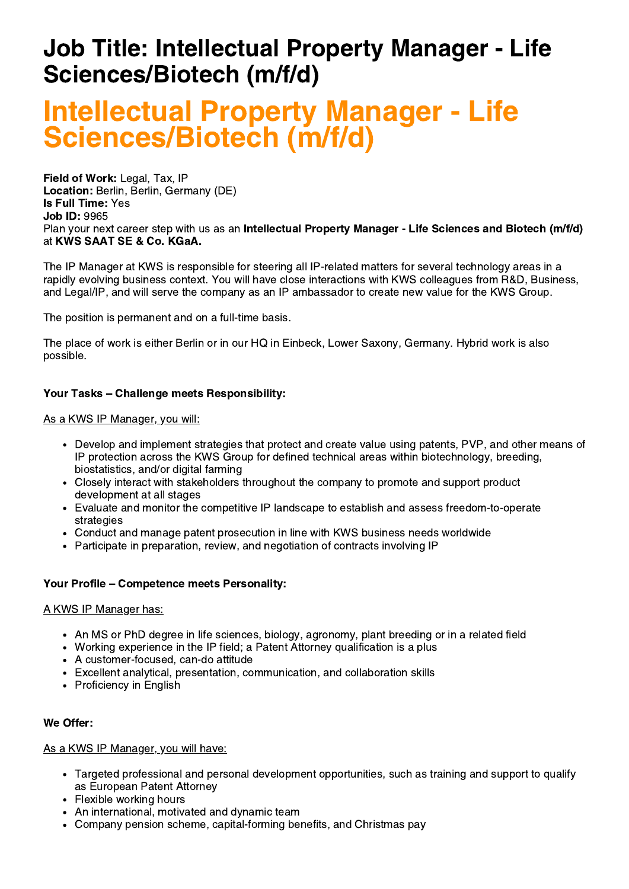# Job Title: Intellectual Property Manager - Life Sciences/Biotech (m/f/d)

# Intellectual Property Manager - Life Sciences/Biotech (m/f/d)

**Field of Work:** Legal, Tax, IP
**Location:** Berlin, Berlin, Germany (DE)
**Is Full Time:** Yes
**Job ID:** 9965
Plan your next career step with us as an **Intellectual Property Manager - Life Sciences and Biotech (m/f/d)** at **KWS SAAT SE & Co. KGaA.**

The IP Manager at KWS is responsible for steering all IP-related matters for several technology areas in a rapidly evolving business context. You will have close interactions with KWS colleagues from R&D, Business, and Legal/IP, and will serve the company as an IP ambassador to create new value for the KWS Group.

The position is permanent and on a full-time basis.

The place of work is either Berlin or in our HQ in Einbeck, Lower Saxony, Germany. Hybrid work is also possible.

**Your Tasks – Challenge meets Responsibility:**

As a KWS IP Manager, you will:

- Develop and implement strategies that protect and create value using patents, PVP, and other means of IP protection across the KWS Group for defined technical areas within biotechnology, breeding, biostatistics, and/or digital farming
- Closely interact with stakeholders throughout the company to promote and support product development at all stages
- Evaluate and monitor the competitive IP landscape to establish and assess freedom-to-operate strategies
- Conduct and manage patent prosecution in line with KWS business needs worldwide
- Participate in preparation, review, and negotiation of contracts involving IP

**Your Profile – Competence meets Personality:**

A KWS IP Manager has:

- An MS or PhD degree in life sciences, biology, agronomy, plant breeding or in a related field
- Working experience in the IP field; a Patent Attorney qualification is a plus
- A customer-focused, can-do attitude
- Excellent analytical, presentation, communication, and collaboration skills
- Proficiency in English

**We Offer:**

As a KWS IP Manager, you will have:

- Targeted professional and personal development opportunities, such as training and support to qualify as European Patent Attorney
- Flexible working hours
- An international, motivated and dynamic team
- Company pension scheme, capital-forming benefits, and Christmas pay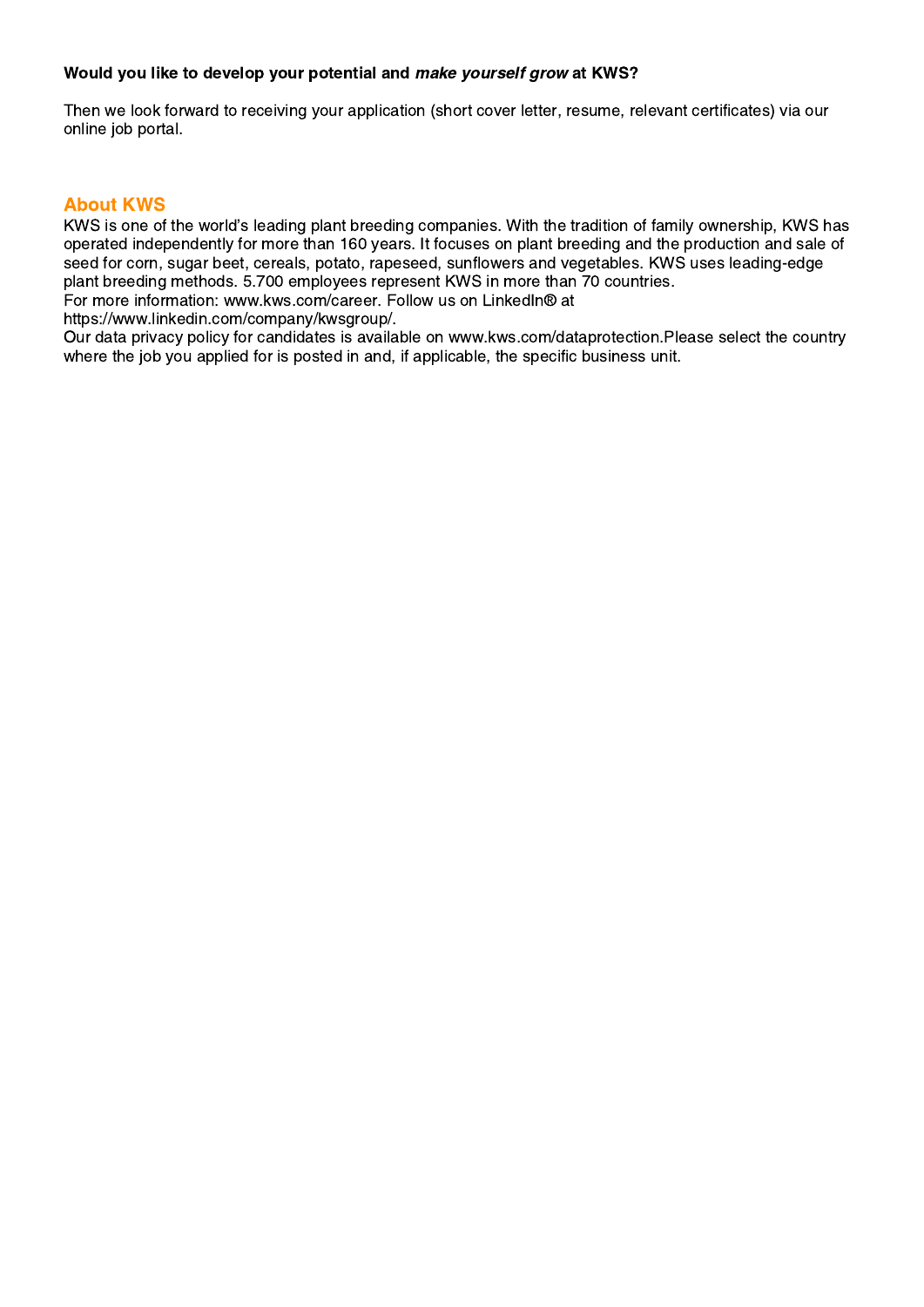**Would you like to develop your potential and *make yourself grow* at KWS?**

Then we look forward to receiving your application (short cover letter, resume, relevant certificates) via our online job portal.

## About KWS

KWS is one of the world's leading plant breeding companies. With the tradition of family ownership, KWS has operated independently for more than 160 years. It focuses on plant breeding and the production and sale of seed for corn, sugar beet, cereals, potato, rapeseed, sunflowers and vegetables. KWS uses leading-edge plant breeding methods. 5.700 employees represent KWS in more than 70 countries.
For more information: www.kws.com/career. Follow us on LinkedIn® at https://www.linkedin.com/company/kwsgroup/.
Our data privacy policy for candidates is available on www.kws.com/dataprotection.Please select the country where the job you applied for is posted in and, if applicable, the specific business unit.